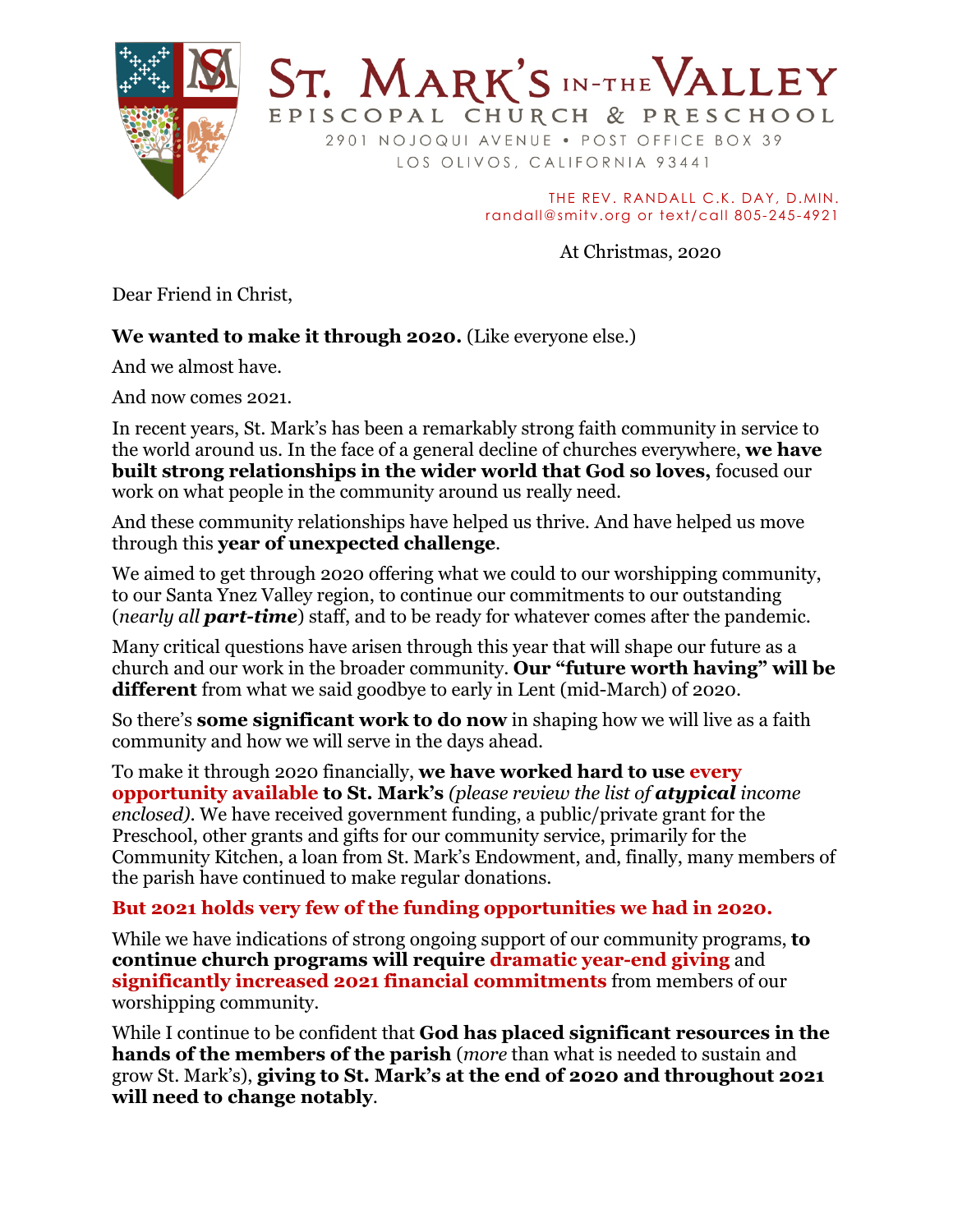# ST. MARK'S IN-THE VALLEY

EPISCOPAL CHURCH & PRESCHOOL

2901 NOJOQUI AVENUE • POST OFFICE BOX 39
LOS OLIVOS, CALIFORNIA 93441

THE REV. RANDALL C.K. DAY, D.MIN.
randall@smitv.org or text/call 805-245-4921

At Christmas, 2020

Dear Friend in Christ,

**We wanted to make it through 2020.** (Like everyone else.)

And we almost have.

And now comes 2021.

In recent years, St. Mark's has been a remarkably strong faith community in service to the world around us. In the face of a general decline of churches everywhere, **we have built strong relationships in the wider world that God so loves,** focused our work on what people in the community around us really need.

And these community relationships have helped us thrive. And have helped us move through this **year of unexpected challenge**.

We aimed to get through 2020 offering what we could to our worshipping community, to our Santa Ynez Valley region, to continue our commitments to our outstanding (*nearly all **part-time***) staff, and to be ready for whatever comes after the pandemic.

Many critical questions have arisen through this year that will shape our future as a church and our work in the broader community. **Our "future worth having" will be different** from what we said goodbye to early in Lent (mid-March) of 2020.

So there's **some significant work to do now** in shaping how we will live as a faith community and how we will serve in the days ahead.

To make it through 2020 financially, **we have worked hard to use every opportunity available to St. Mark's** *(please review the list of **atypical** income enclosed)*. We have received government funding, a public/private grant for the Preschool, other grants and gifts for our community service, primarily for the Community Kitchen, a loan from St. Mark's Endowment, and, finally, many members of the parish have continued to make regular donations.

**But 2021 holds very few of the funding opportunities we had in 2020.**

While we have indications of strong ongoing support of our community programs, **to continue church programs will require dramatic year-end giving** and **significantly increased 2021 financial commitments** from members of our worshipping community.

While I continue to be confident that **God has placed significant resources in the hands of the members of the parish** (*more* than what is needed to sustain and grow St. Mark's), **giving to St. Mark's at the end of 2020 and throughout 2021 will need to change notably**.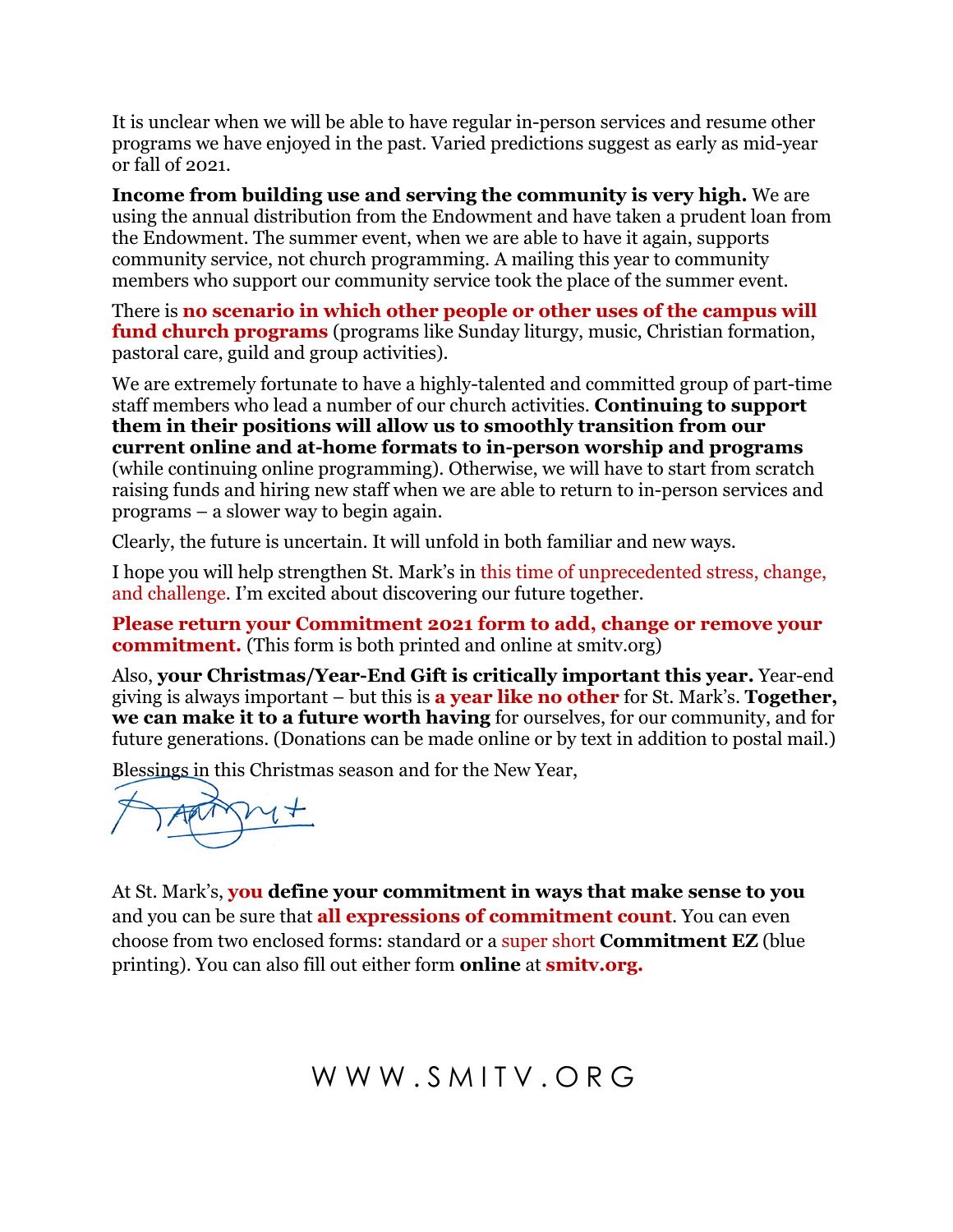It is unclear when we will be able to have regular in-person services and resume other programs we have enjoyed in the past. Varied predictions suggest as early as mid-year or fall of 2021.

**Income from building use and serving the community is very high.** We are using the annual distribution from the Endowment and have taken a prudent loan from the Endowment. The summer event, when we are able to have it again, supports community service, not church programming. A mailing this year to community members who support our community service took the place of the summer event.

There is **no scenario in which other people or other uses of the campus will fund church programs** (programs like Sunday liturgy, music, Christian formation, pastoral care, guild and group activities).

We are extremely fortunate to have a highly-talented and committed group of part-time staff members who lead a number of our church activities. **Continuing to support them in their positions will allow us to smoothly transition from our current online and at-home formats to in-person worship and programs** (while continuing online programming). Otherwise, we will have to start from scratch raising funds and hiring new staff when we are able to return to in-person services and programs – a slower way to begin again.

Clearly, the future is uncertain. It will unfold in both familiar and new ways.

I hope you will help strengthen St. Mark's in this time of unprecedented stress, change, and challenge. I'm excited about discovering our future together.

**Please return your Commitment 2021 form to add, change or remove your commitment.** (This form is both printed and online at smitv.org)

Also, **your Christmas/Year-End Gift is critically important this year.** Year-end giving is always important – but this is **a year like no other** for St. Mark's. **Together, we can make it to a future worth having** for ourselves, for our community, and for future generations. (Donations can be made online or by text in addition to postal mail.)

Blessings in this Christmas season and for the New Year,

At St. Mark's, **you define your commitment in ways that make sense to you** and you can be sure that **all expressions of commitment count**. You can even choose from two enclosed forms: standard or a super short **Commitment EZ** (blue printing). You can also fill out either form **online** at **smitv.org.**

WWW.SMITV.ORG